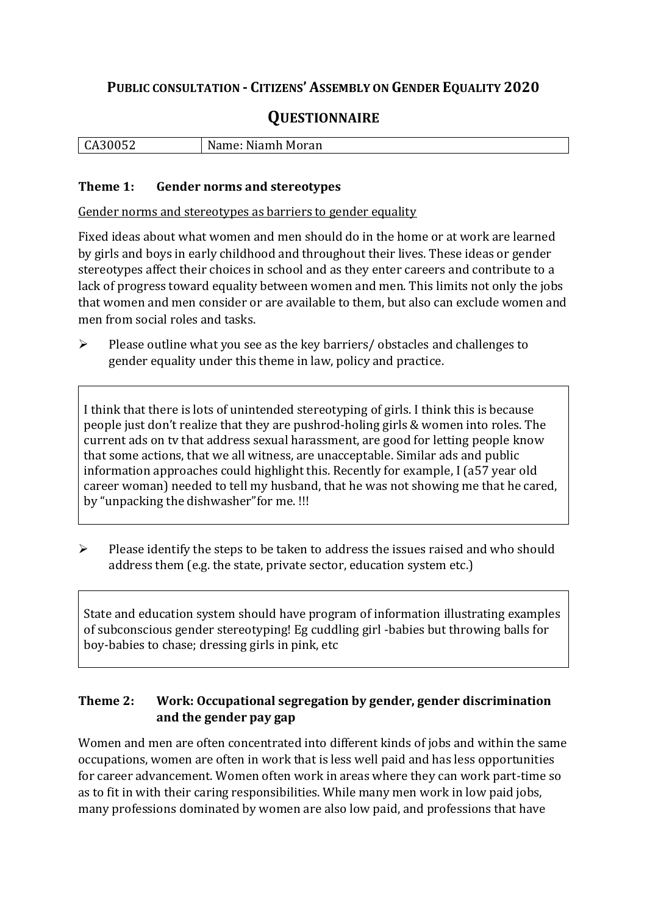# PUBLIC CONSULTATION - CITIZENS' ASSEMBLY ON GENDER EQUALITY 2020

## QUESTIONNAIRE

| CA30052 | Name: Niamh Moran |
| --- | --- |

### Theme 1: Gender norms and stereotypes

Gender norms and stereotypes as barriers to gender equality

Fixed ideas about what women and men should do in the home or at work are learned by girls and boys in early childhood and throughout their lives. These ideas or gender stereotypes affect their choices in school and as they enter careers and contribute to a lack of progress toward equality between women and men. This limits not only the jobs that women and men consider or are available to them, but also can exclude women and men from social roles and tasks.

- Please outline what you see as the key barriers/ obstacles and challenges to gender equality under this theme in law, policy and practice.

> I think that there is lots of unintended stereotyping of girls. I think this is because people just don't realize that they are pushrod-holing girls & women into roles. The current ads on tv that address sexual harassment, are good for letting people know that some actions, that we all witness, are unacceptable. Similar ads and public information approaches could highlight this. Recently for example, I (a57 year old career woman) needed to tell my husband, that he was not showing me that he cared, by "unpacking the dishwasher"for me. !!!

- Please identify the steps to be taken to address the issues raised and who should address them (e.g. the state, private sector, education system etc.)

> State and education system should have program of information illustrating examples of subconscious gender stereotyping! Eg cuddling girl -babies but throwing balls for boy-babies to chase; dressing girls in pink, etc

### Theme 2: Work: Occupational segregation by gender, gender discrimination and the gender pay gap

Women and men are often concentrated into different kinds of jobs and within the same occupations, women are often in work that is less well paid and has less opportunities for career advancement. Women often work in areas where they can work part-time so as to fit in with their caring responsibilities. While many men work in low paid jobs, many professions dominated by women are also low paid, and professions that have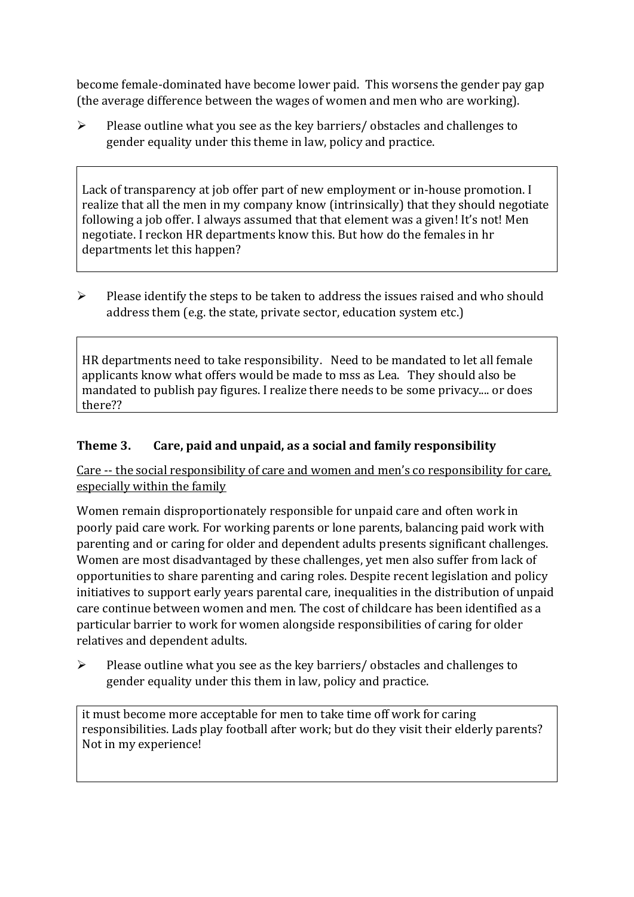become female-dominated have become lower paid. This worsens the gender pay gap (the average difference between the wages of women and men who are working).

- Please outline what you see as the key barriers/ obstacles and challenges to gender equality under this theme in law, policy and practice.

> Lack of transparency at job offer part of new employment or in-house promotion. I realize that all the men in my company know (intrinsically) that they should negotiate following a job offer. I always assumed that that element was a given! It's not! Men negotiate. I reckon HR departments know this. But how do the females in hr departments let this happen?

- Please identify the steps to be taken to address the issues raised and who should address them (e.g. the state, private sector, education system etc.)

> HR departments need to take responsibility. Need to be mandated to let all female applicants know what offers would be made to mss as Lea. They should also be mandated to publish pay figures. I realize there needs to be some privacy.... or does there??

### Theme 3. Care, paid and unpaid, as a social and family responsibility

Care -- the social responsibility of care and women and men's co responsibility for care, especially within the family

Women remain disproportionately responsible for unpaid care and often work in poorly paid care work. For working parents or lone parents, balancing paid work with parenting and or caring for older and dependent adults presents significant challenges. Women are most disadvantaged by these challenges, yet men also suffer from lack of opportunities to share parenting and caring roles. Despite recent legislation and policy initiatives to support early years parental care, inequalities in the distribution of unpaid care continue between women and men. The cost of childcare has been identified as a particular barrier to work for women alongside responsibilities of caring for older relatives and dependent adults.

- Please outline what you see as the key barriers/ obstacles and challenges to gender equality under this them in law, policy and practice.

> it must become more acceptable for men to take time off work for caring responsibilities. Lads play football after work; but do they visit their elderly parents? Not in my experience!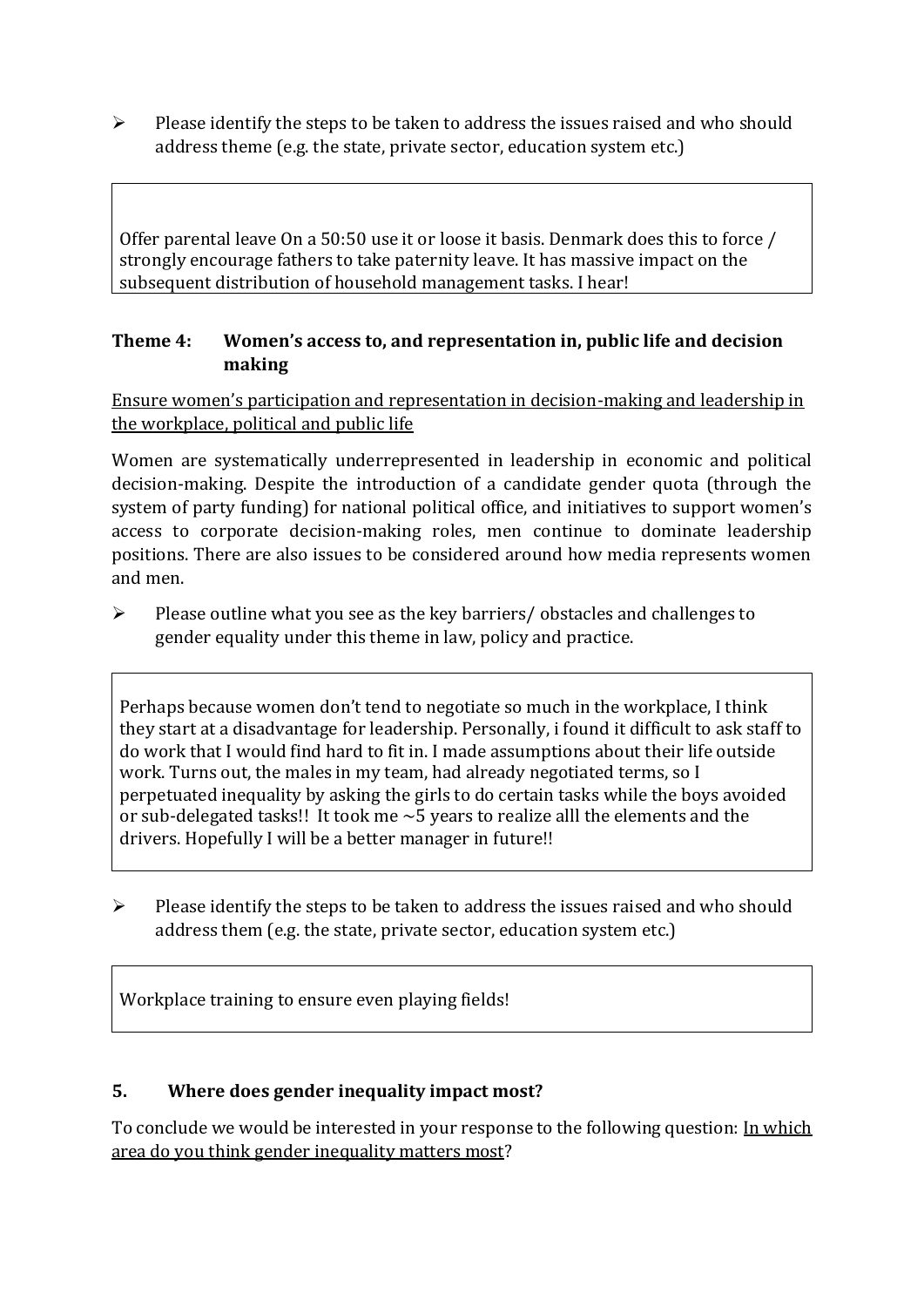- Please identify the steps to be taken to address the issues raised and who should address theme (e.g. the state, private sector, education system etc.)

> Offer parental leave On a 50:50 use it or loose it basis. Denmark does this to force / strongly encourage fathers to take paternity leave. It has massive impact on the subsequent distribution of household management tasks. I hear!

### Theme 4: Women's access to, and representation in, public life and decision making

<u>Ensure women's participation and representation in decision-making and leadership in the workplace, political and public life</u>

Women are systematically underrepresented in leadership in economic and political decision-making. Despite the introduction of a candidate gender quota (through the system of party funding) for national political office, and initiatives to support women's access to corporate decision-making roles, men continue to dominate leadership positions. There are also issues to be considered around how media represents women and men.

- Please outline what you see as the key barriers/ obstacles and challenges to gender equality under this theme in law, policy and practice.

> Perhaps because women don't tend to negotiate so much in the workplace, I think they start at a disadvantage for leadership. Personally, i found it difficult to ask staff to do work that I would find hard to fit in. I made assumptions about their life outside work. Turns out, the males in my team, had already negotiated terms, so I perpetuated inequality by asking the girls to do certain tasks while the boys avoided or sub-delegated tasks!! It took me ~5 years to realize alll the elements and the drivers. Hopefully I will be a better manager in future!!

- Please identify the steps to be taken to address the issues raised and who should address them (e.g. the state, private sector, education system etc.)

> Workplace training to ensure even playing fields!

### 5. Where does gender inequality impact most?

To conclude we would be interested in your response to the following question: <u>In which area do you think gender inequality matters most</u>?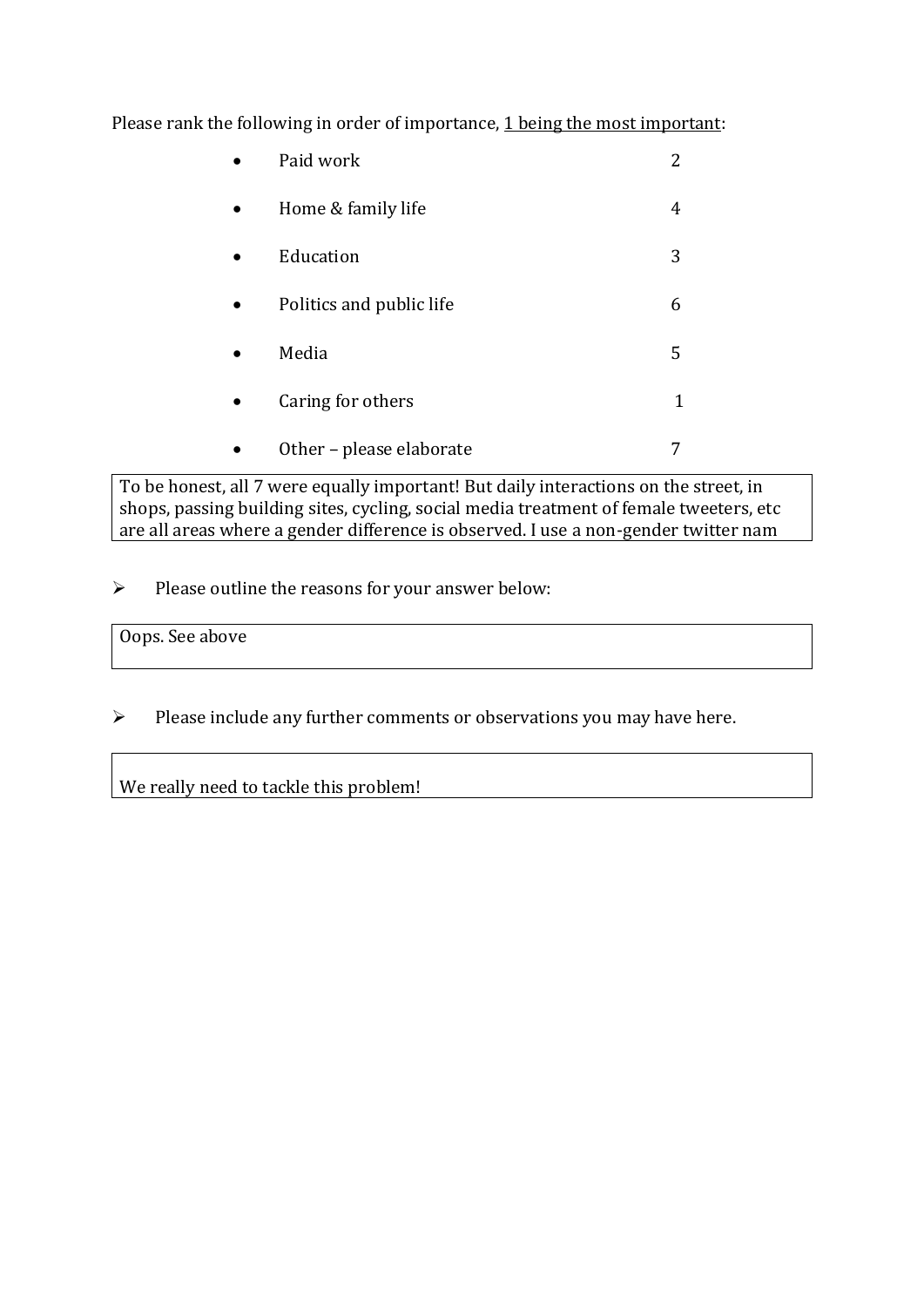Please rank the following in order of importance, 1 being the most important:

- Paid work 2
- Home & family life 4
- Education 3
- Politics and public life 6
- Media 5
- Caring for others 1
- Other – please elaborate 7

To be honest, all 7 were equally important! But daily interactions on the street, in shops, passing building sites, cycling, social media treatment of female tweeters, etc are all areas where a gender difference is observed. I use a non-gender twitter nam

- Please outline the reasons for your answer below:

Oops. See above

- Please include any further comments or observations you may have here.

We really need to tackle this problem!